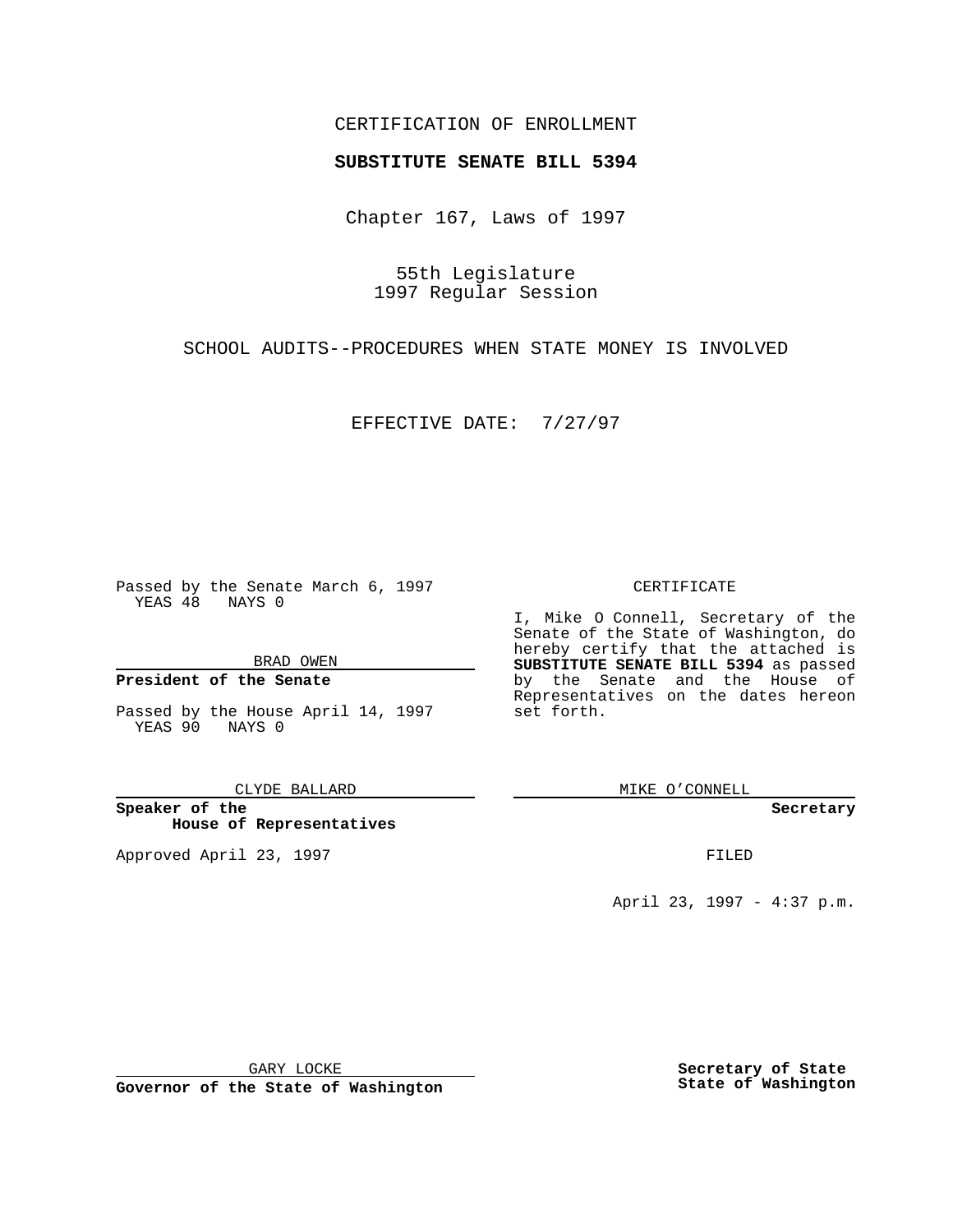CERTIFICATION OF ENROLLMENT

**SUBSTITUTE SENATE BILL 5394**

Chapter 167, Laws of 1997

55th Legislature
1997 Regular Session

SCHOOL AUDITS--PROCEDURES WHEN STATE MONEY IS INVOLVED

EFFECTIVE DATE: 7/27/97

Passed by the Senate March 6, 1997
YEAS 48 NAYS 0

BRAD OWEN

**President of the Senate**

Passed by the House April 14, 1997
YEAS 90 NAYS 0

CLYDE BALLARD

**Speaker of the House of Representatives**

Approved April 23, 1997

GARY LOCKE

**Governor of the State of Washington**

CERTIFICATE

I, Mike O Connell, Secretary of the Senate of the State of Washington, do hereby certify that the attached is **SUBSTITUTE SENATE BILL 5394** as passed by the Senate and the House of Representatives on the dates hereon set forth.

MIKE O'CONNELL

**Secretary**

FILED

April 23, 1997 - 4:37 p.m.

**Secretary of State**
**State of Washington**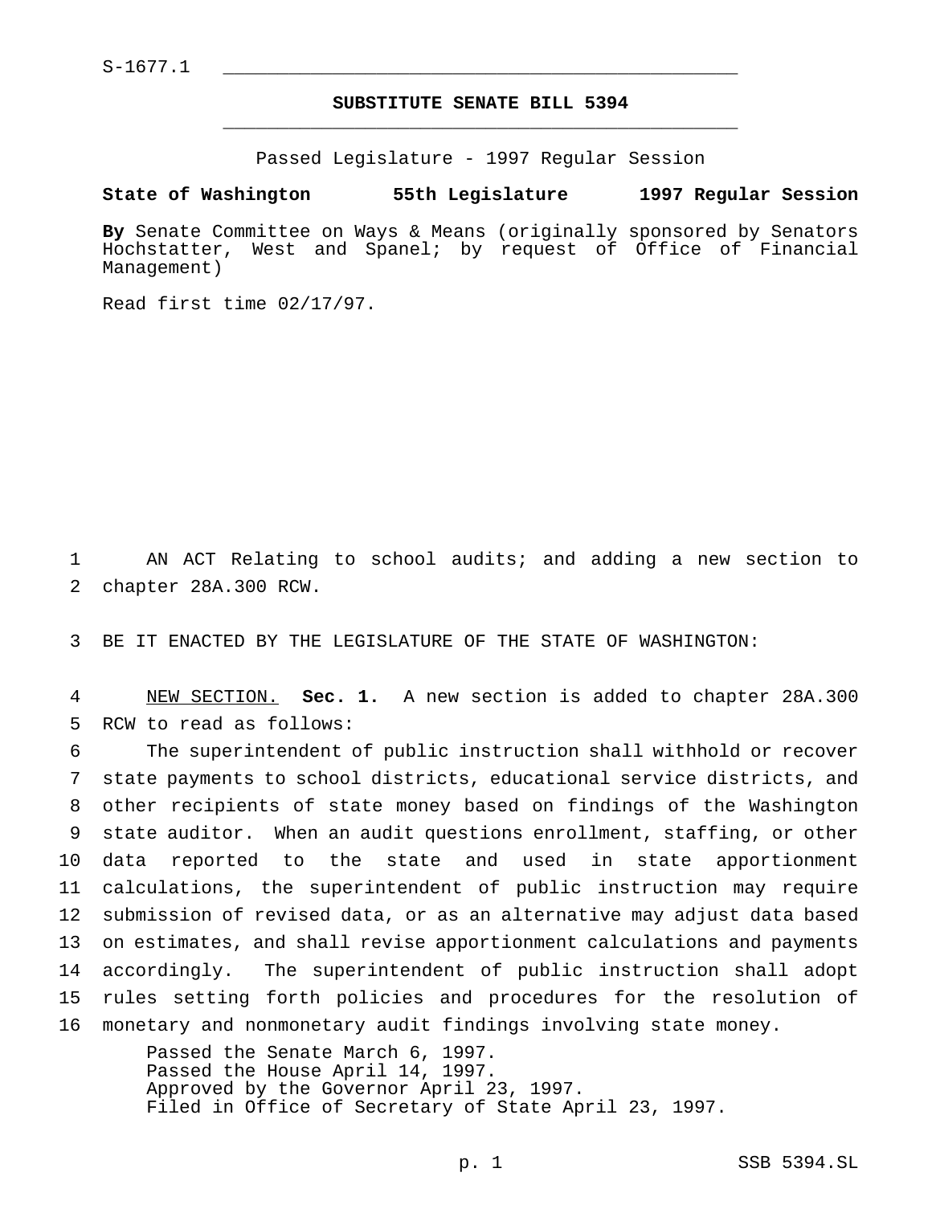S-1677.1

# SUBSTITUTE SENATE BILL 5394

Passed Legislature - 1997 Regular Session

**State of Washington 55th Legislature 1997 Regular Session**

**By** Senate Committee on Ways & Means (originally sponsored by Senators Hochstatter, West and Spanel; by request of Office of Financial Management)

Read first time 02/17/97.

AN ACT Relating to school audits; and adding a new section to chapter 28A.300 RCW.

BE IT ENACTED BY THE LEGISLATURE OF THE STATE OF WASHINGTON:

NEW SECTION. **Sec. 1.** A new section is added to chapter 28A.300 RCW to read as follows:

The superintendent of public instruction shall withhold or recover state payments to school districts, educational service districts, and other recipients of state money based on findings of the Washington state auditor. When an audit questions enrollment, staffing, or other data reported to the state and used in state apportionment calculations, the superintendent of public instruction may require submission of revised data, or as an alternative may adjust data based on estimates, and shall revise apportionment calculations and payments accordingly. The superintendent of public instruction shall adopt rules setting forth policies and procedures for the resolution of monetary and nonmonetary audit findings involving state money.

Passed the Senate March 6, 1997.
Passed the House April 14, 1997.
Approved by the Governor April 23, 1997.
Filed in Office of Secretary of State April 23, 1997.